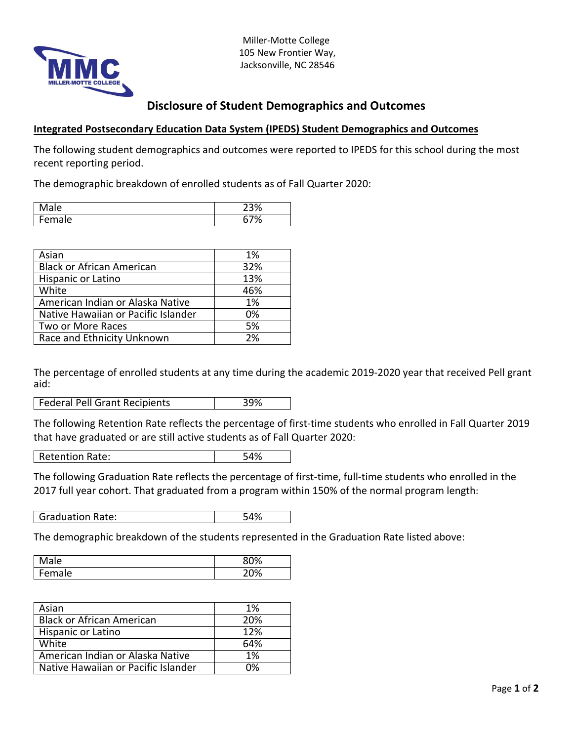Miller-Motte College
105 New Frontier Way,
Jacksonville, NC 28546

# Disclosure of Student Demographics and Outcomes

## Integrated Postsecondary Education Data System (IPEDS) Student Demographics and Outcomes

The following student demographics and outcomes were reported to IPEDS for this school during the most recent reporting period.

The demographic breakdown of enrolled students as of Fall Quarter 2020:

| | |
|---|---|
| Male | 23% |
| Female | 67% |

| | |
|---|---|
| Asian | 1% |
| Black or African American | 32% |
| Hispanic or Latino | 13% |
| White | 46% |
| American Indian or Alaska Native | 1% |
| Native Hawaiian or Pacific Islander | 0% |
| Two or More Races | 5% |
| Race and Ethnicity Unknown | 2% |

The percentage of enrolled students at any time during the academic 2019-2020 year that received Pell grant aid:

| | |
|---|---|
| Federal Pell Grant Recipients | 39% |

The following Retention Rate reflects the percentage of first-time students who enrolled in Fall Quarter 2019 that have graduated or are still active students as of Fall Quarter 2020:

| | |
|---|---|
| Retention Rate: | 54% |

The following Graduation Rate reflects the percentage of first-time, full-time students who enrolled in the 2017 full year cohort. That graduated from a program within 150% of the normal program length:

| | |
|---|---|
| Graduation Rate: | 54% |

The demographic breakdown of the students represented in the Graduation Rate listed above:

| | |
|---|---|
| Male | 80% |
| Female | 20% |

| | |
|---|---|
| Asian | 1% |
| Black or African American | 20% |
| Hispanic or Latino | 12% |
| White | 64% |
| American Indian or Alaska Native | 1% |
| Native Hawaiian or Pacific Islander | 0% |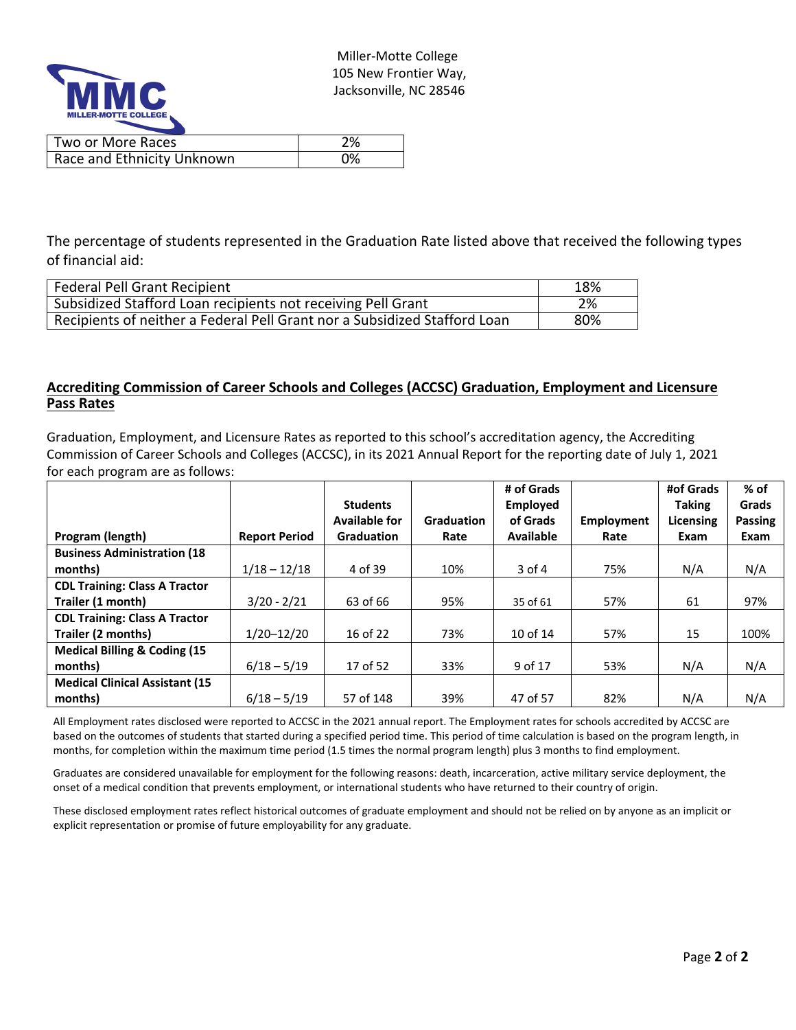Miller-Motte College
105 New Frontier Way,
Jacksonville, NC 28546

| | |
|---|---|
| Two or More Races | 2% |
| Race and Ethnicity Unknown | 0% |

The percentage of students represented in the Graduation Rate listed above that received the following types of financial aid:

| | |
|---|---|
| Federal Pell Grant Recipient | 18% |
| Subsidized Stafford Loan recipients not receiving Pell Grant | 2% |
| Recipients of neither a Federal Pell Grant nor a Subsidized Stafford Loan | 80% |

## Accrediting Commission of Career Schools and Colleges (ACCSC) Graduation, Employment and Licensure Pass Rates

Graduation, Employment, and Licensure Rates as reported to this school's accreditation agency, the Accrediting Commission of Career Schools and Colleges (ACCSC), in its 2021 Annual Report for the reporting date of July 1, 2021 for each program are as follows:

| Program (length) | Report Period | Students Available for Graduation | Graduation Rate | # of Grads Employed of Grads Available | Employment Rate | #of Grads Taking Licensing Exam | % of Grads Passing Exam |
|---|---|---|---|---|---|---|---|
| **Business Administration (18 months)** | 1/18 – 12/18 | 4 of 39 | 10% | 3 of 4 | 75% | N/A | N/A |
| **CDL Training: Class A Tractor Trailer (1 month)** | 3/20 - 2/21 | 63 of 66 | 95% | 35 of 61 | 57% | 61 | 97% |
| **CDL Training: Class A Tractor Trailer (2 months)** | 1/20–12/20 | 16 of 22 | 73% | 10 of 14 | 57% | 15 | 100% |
| **Medical Billing & Coding (15 months)** | 6/18 – 5/19 | 17 of 52 | 33% | 9 of 17 | 53% | N/A | N/A |
| **Medical Clinical Assistant (15 months)** | 6/18 – 5/19 | 57 of 148 | 39% | 47 of 57 | 82% | N/A | N/A |

All Employment rates disclosed were reported to ACCSC in the 2021 annual report. The Employment rates for schools accredited by ACCSC are based on the outcomes of students that started during a specified period time. This period of time calculation is based on the program length, in months, for completion within the maximum time period (1.5 times the normal program length) plus 3 months to find employment.

Graduates are considered unavailable for employment for the following reasons: death, incarceration, active military service deployment, the onset of a medical condition that prevents employment, or international students who have returned to their country of origin.

These disclosed employment rates reflect historical outcomes of graduate employment and should not be relied on by anyone as an implicit or explicit representation or promise of future employability for any graduate.